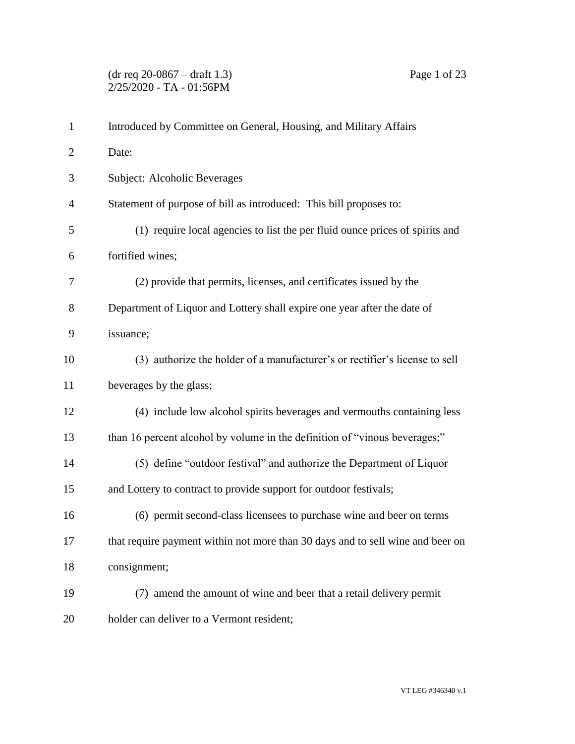Introduced by Committee on General, Housing, and Military Affairs

Date:

Subject: Alcoholic Beverages

Statement of purpose of bill as introduced: This bill proposes to:

(1) require local agencies to list the per fluid ounce prices of spirits and fortified wines;

(2) provide that permits, licenses, and certificates issued by the Department of Liquor and Lottery shall expire one year after the date of issuance;

(3) authorize the holder of a manufacturer's or rectifier's license to sell beverages by the glass;

(4) include low alcohol spirits beverages and vermouths containing less than 16 percent alcohol by volume in the definition of "vinous beverages;"

(5) define "outdoor festival" and authorize the Department of Liquor and Lottery to contract to provide support for outdoor festivals;

(6) permit second-class licensees to purchase wine and beer on terms that require payment within not more than 30 days and to sell wine and beer on consignment;

(7) amend the amount of wine and beer that a retail delivery permit holder can deliver to a Vermont resident;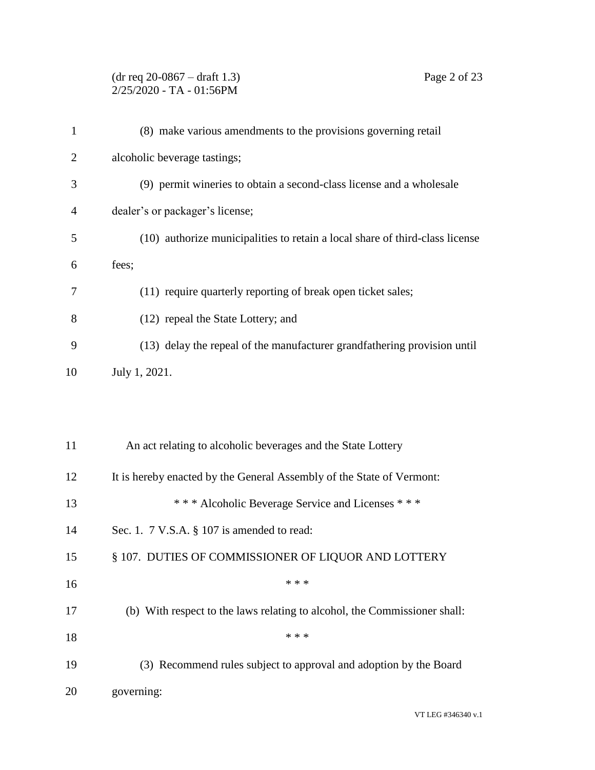(8) make various amendments to the provisions governing retail alcoholic beverage tastings;

(9) permit wineries to obtain a second-class license and a wholesale dealer's or packager's license;

(10) authorize municipalities to retain a local share of third-class license fees;

(11) require quarterly reporting of break open ticket sales;

(12) repeal the State Lottery; and

(13) delay the repeal of the manufacturer grandfathering provision until July 1, 2021.

An act relating to alcoholic beverages and the State Lottery

It is hereby enacted by the General Assembly of the State of Vermont:

\* \* \* Alcoholic Beverage Service and Licenses \* \* \*

Sec. 1. 7 V.S.A. § 107 is amended to read:

§ 107. DUTIES OF COMMISSIONER OF LIQUOR AND LOTTERY

\* \* \*

(b) With respect to the laws relating to alcohol, the Commissioner shall:

\* \* \*

(3) Recommend rules subject to approval and adoption by the Board governing: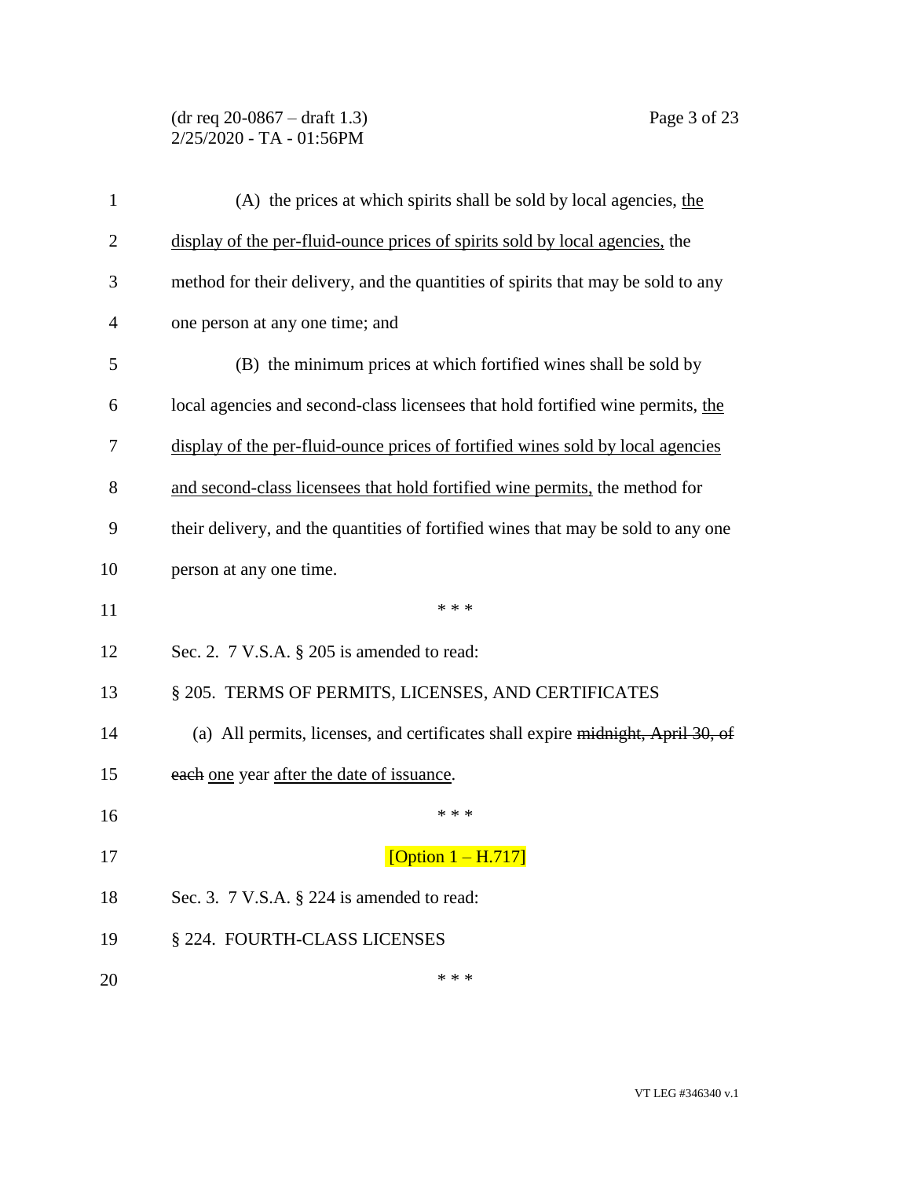(A) the prices at which spirits shall be sold by local agencies, <u>the display of the per-fluid-ounce prices of spirits sold by local agencies,</u> the method for their delivery, and the quantities of spirits that may be sold to any one person at any one time; and

(B) the minimum prices at which fortified wines shall be sold by local agencies and second-class licensees that hold fortified wine permits, <u>the display of the per-fluid-ounce prices of fortified wines sold by local agencies and second-class licensees that hold fortified wine permits,</u> the method for their delivery, and the quantities of fortified wines that may be sold to any one person at any one time.

\* \* \*

Sec. 2. 7 V.S.A. § 205 is amended to read:

§ 205. TERMS OF PERMITS, LICENSES, AND CERTIFICATES

(a) All permits, licenses, and certificates shall expire ~~midnight, April 30, of each~~ <u>one</u> year <u>after the date of issuance</u>.

\* \* \*

[Option 1 – H.717]

Sec. 3. 7 V.S.A. § 224 is amended to read:

§ 224. FOURTH-CLASS LICENSES

\* \* \*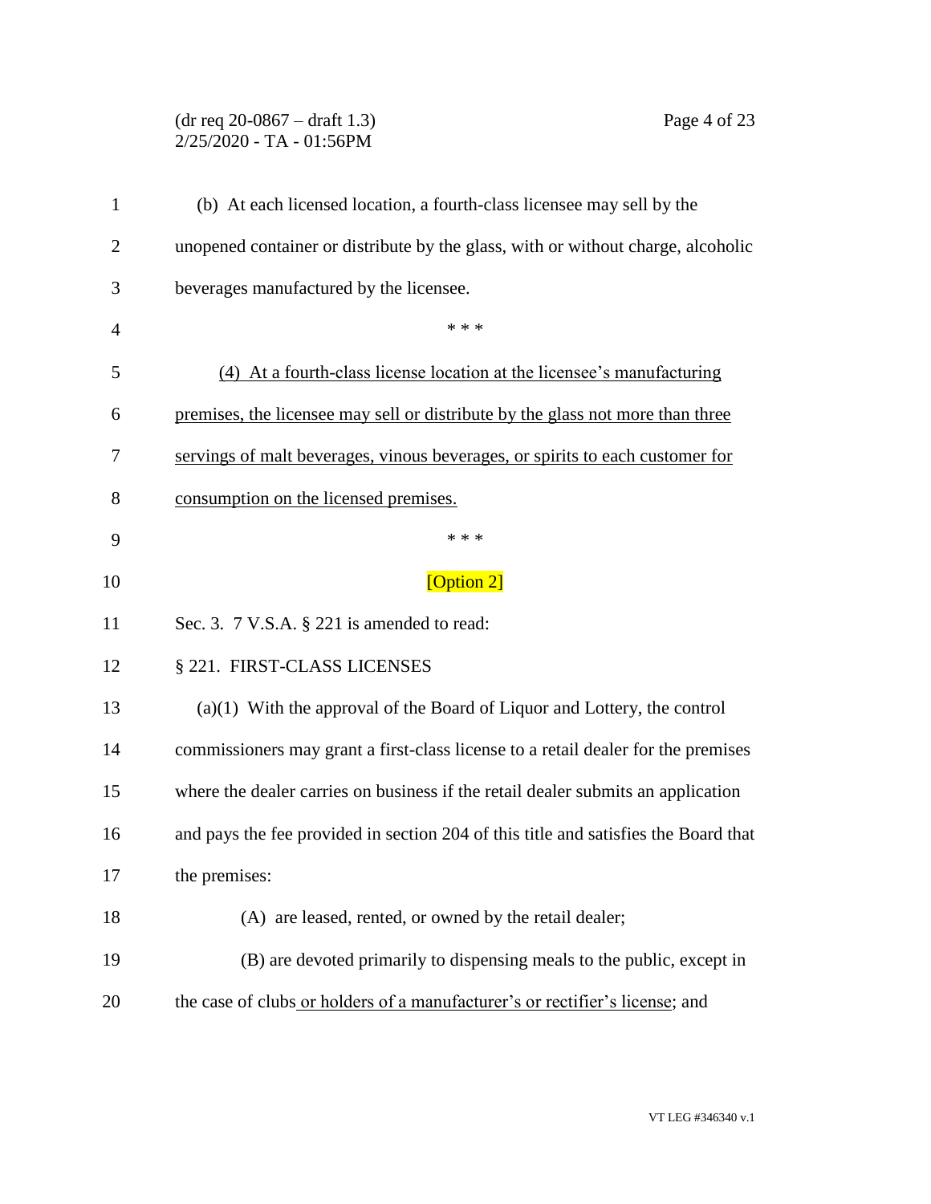(b) At each licensed location, a fourth-class licensee may sell by the unopened container or distribute by the glass, with or without charge, alcoholic beverages manufactured by the licensee.

\* \* \*

<u>(4) At a fourth-class license location at the licensee's manufacturing premises, the licensee may sell or distribute by the glass not more than three servings of malt beverages, vinous beverages, or spirits to each customer for consumption on the licensed premises.</u>

\* \* \*

[Option 2]

Sec. 3. 7 V.S.A. § 221 is amended to read:

§ 221. FIRST-CLASS LICENSES

(a)(1) With the approval of the Board of Liquor and Lottery, the control commissioners may grant a first-class license to a retail dealer for the premises where the dealer carries on business if the retail dealer submits an application and pays the fee provided in section 204 of this title and satisfies the Board that the premises:

(A) are leased, rented, or owned by the retail dealer;

(B) are devoted primarily to dispensing meals to the public, except in the case of clubs<u> or holders of a manufacturer's or rectifier's license</u>; and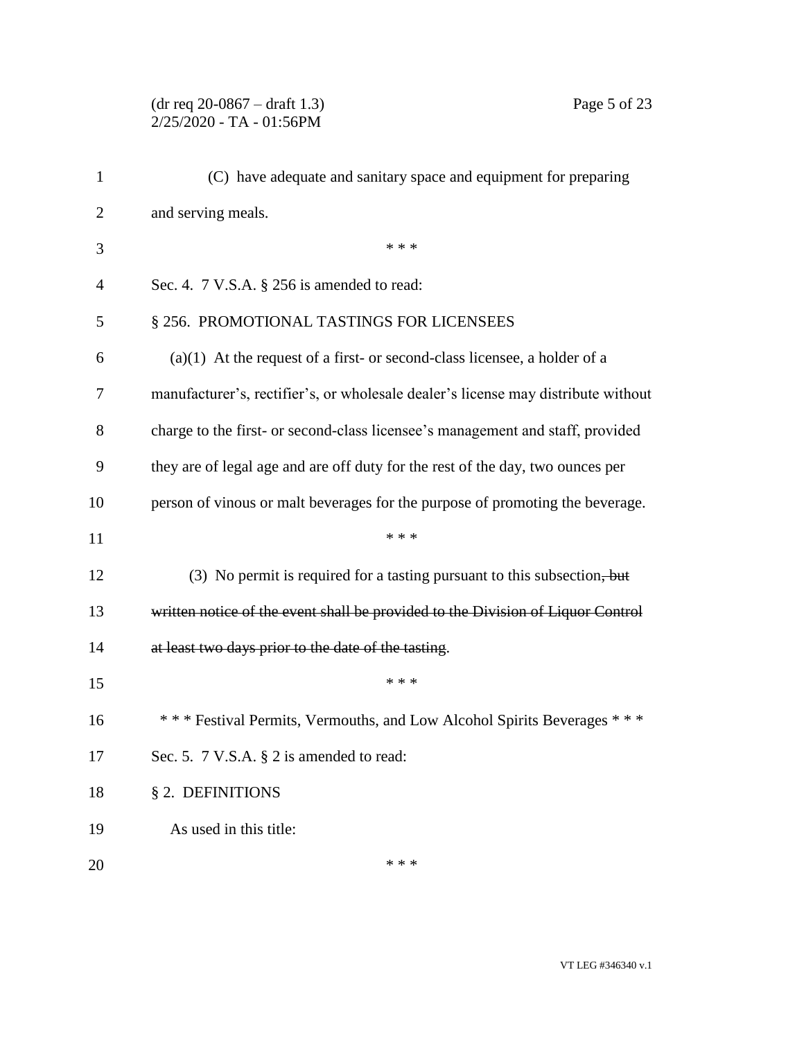(C) have adequate and sanitary space and equipment for preparing and serving meals.

\* \* \*

Sec. 4. 7 V.S.A. § 256 is amended to read:

§ 256. PROMOTIONAL TASTINGS FOR LICENSEES

(a)(1) At the request of a first- or second-class licensee, a holder of a manufacturer's, rectifier's, or wholesale dealer's license may distribute without charge to the first- or second-class licensee's management and staff, provided they are of legal age and are off duty for the rest of the day, two ounces per person of vinous or malt beverages for the purpose of promoting the beverage.

\* \* \*

(3) No permit is required for a tasting pursuant to this subsection~~, but written notice of the event shall be provided to the Division of Liquor Control at least two days prior to the date of the tasting~~.

\* \* \*

\* \* \* Festival Permits, Vermouths, and Low Alcohol Spirits Beverages \* \* \*

Sec. 5. 7 V.S.A. § 2 is amended to read:

§ 2. DEFINITIONS

As used in this title:

\* \* \*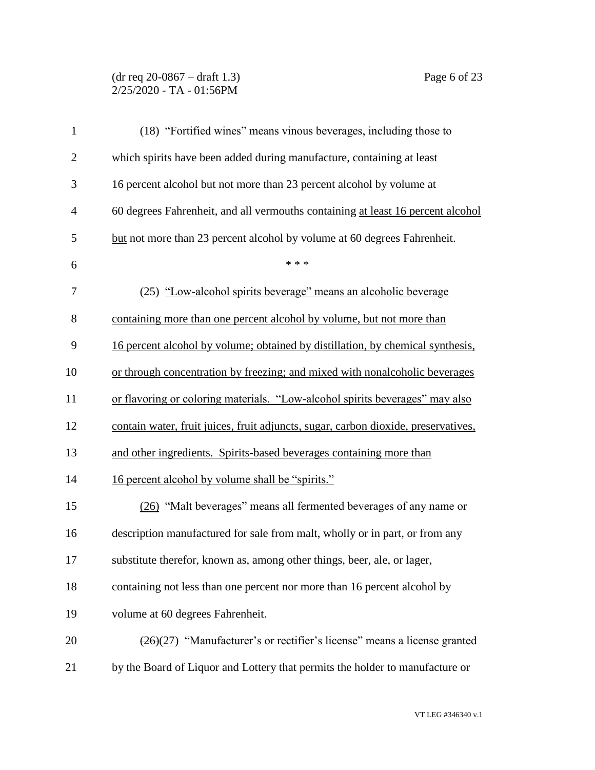(18) "Fortified wines" means vinous beverages, including those to which spirits have been added during manufacture, containing at least 16 percent alcohol but not more than 23 percent alcohol by volume at 60 degrees Fahrenheit, and all vermouths containing at least 16 percent alcohol but not more than 23 percent alcohol by volume at 60 degrees Fahrenheit.

\* \* \*

(25) "Low-alcohol spirits beverage" means an alcoholic beverage containing more than one percent alcohol by volume, but not more than 16 percent alcohol by volume; obtained by distillation, by chemical synthesis, or through concentration by freezing; and mixed with nonalcoholic beverages or flavoring or coloring materials. "Low-alcohol spirits beverages" may also contain water, fruit juices, fruit adjuncts, sugar, carbon dioxide, preservatives, and other ingredients. Spirits-based beverages containing more than 16 percent alcohol by volume shall be "spirits."

(26) "Malt beverages" means all fermented beverages of any name or description manufactured for sale from malt, wholly or in part, or from any substitute therefor, known as, among other things, beer, ale, or lager, containing not less than one percent nor more than 16 percent alcohol by volume at 60 degrees Fahrenheit.

~~(26)~~(27) "Manufacturer's or rectifier's license" means a license granted by the Board of Liquor and Lottery that permits the holder to manufacture or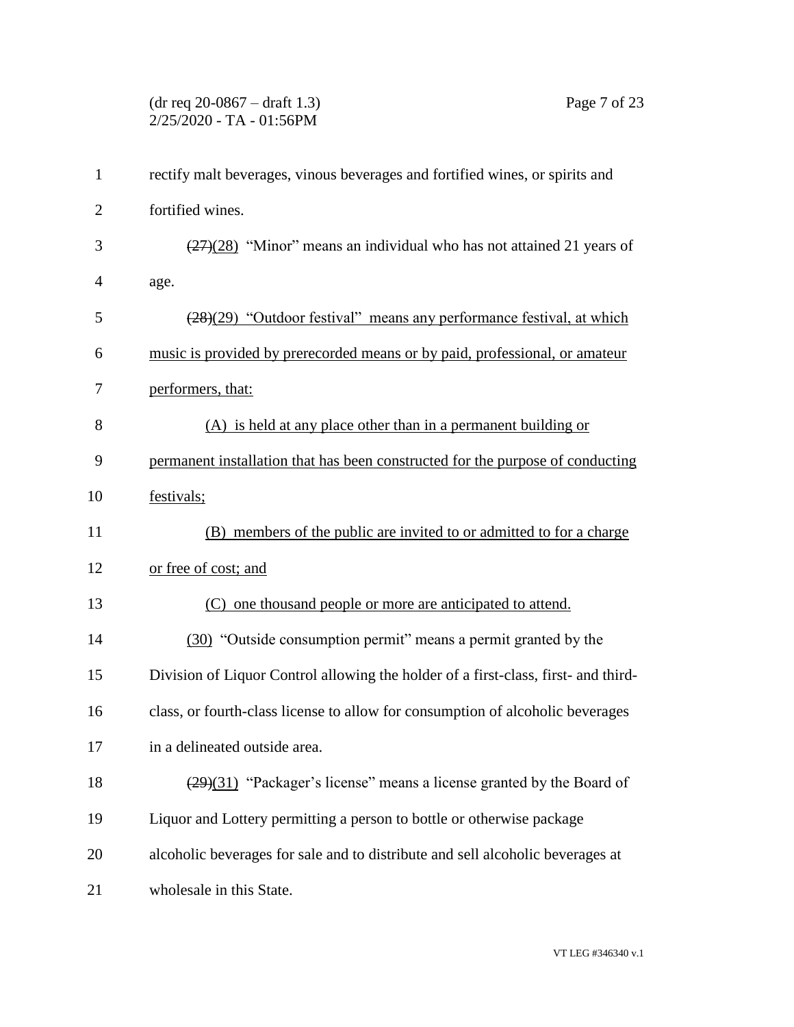rectify malt beverages, vinous beverages and fortified wines, or spirits and fortified wines.

~~(27)~~(28) "Minor" means an individual who has not attained 21 years of age.

~~(28)~~(29) "Outdoor festival" means any performance festival, at which music is provided by prerecorded means or by paid, professional, or amateur performers, that:

(A) is held at any place other than in a permanent building or permanent installation that has been constructed for the purpose of conducting festivals;

(B) members of the public are invited to or admitted to for a charge or free of cost; and

(C) one thousand people or more are anticipated to attend.

(30) "Outside consumption permit" means a permit granted by the Division of Liquor Control allowing the holder of a first-class, first- and third-class, or fourth-class license to allow for consumption of alcoholic beverages in a delineated outside area.

~~(29)~~(31) "Packager's license" means a license granted by the Board of Liquor and Lottery permitting a person to bottle or otherwise package alcoholic beverages for sale and to distribute and sell alcoholic beverages at wholesale in this State.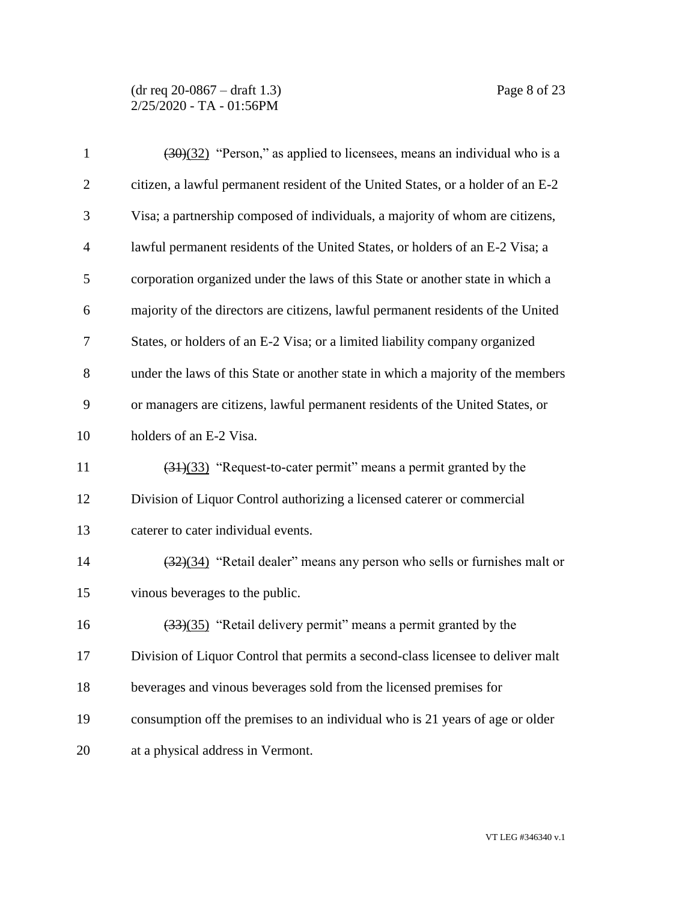~~(30)~~(32) "Person," as applied to licensees, means an individual who is a citizen, a lawful permanent resident of the United States, or a holder of an E-2 Visa; a partnership composed of individuals, a majority of whom are citizens, lawful permanent residents of the United States, or holders of an E-2 Visa; a corporation organized under the laws of this State or another state in which a majority of the directors are citizens, lawful permanent residents of the United States, or holders of an E-2 Visa; or a limited liability company organized under the laws of this State or another state in which a majority of the members or managers are citizens, lawful permanent residents of the United States, or holders of an E-2 Visa.

~~(31)~~(33) "Request-to-cater permit" means a permit granted by the Division of Liquor Control authorizing a licensed caterer or commercial caterer to cater individual events.

~~(32)~~(34) "Retail dealer" means any person who sells or furnishes malt or vinous beverages to the public.

~~(33)~~(35) "Retail delivery permit" means a permit granted by the Division of Liquor Control that permits a second-class licensee to deliver malt beverages and vinous beverages sold from the licensed premises for consumption off the premises to an individual who is 21 years of age or older at a physical address in Vermont.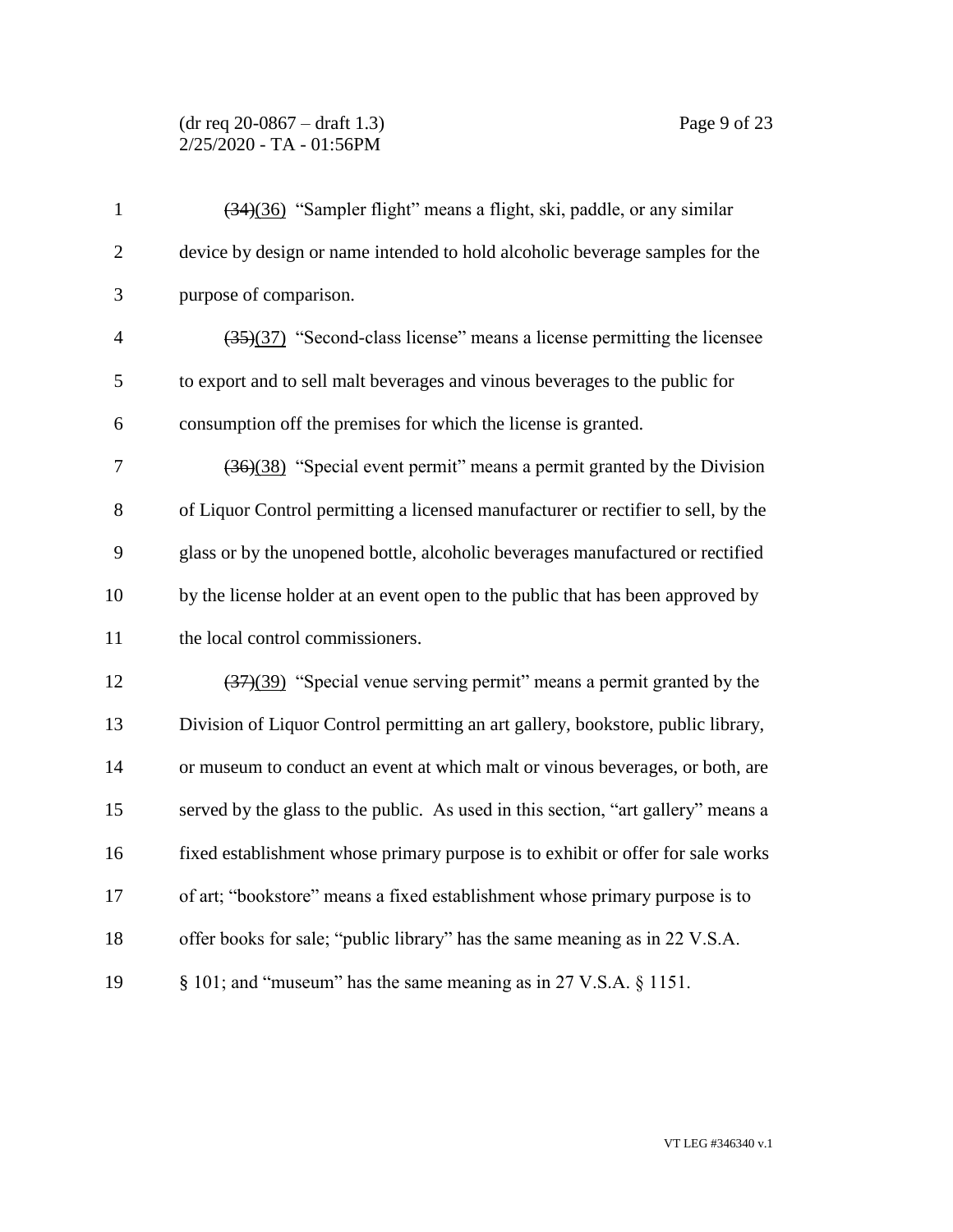~~(34)~~(36) "Sampler flight" means a flight, ski, paddle, or any similar device by design or name intended to hold alcoholic beverage samples for the purpose of comparison.

~~(35)~~(37) "Second-class license" means a license permitting the licensee to export and to sell malt beverages and vinous beverages to the public for consumption off the premises for which the license is granted.

~~(36)~~(38) "Special event permit" means a permit granted by the Division of Liquor Control permitting a licensed manufacturer or rectifier to sell, by the glass or by the unopened bottle, alcoholic beverages manufactured or rectified by the license holder at an event open to the public that has been approved by the local control commissioners.

~~(37)~~(39) "Special venue serving permit" means a permit granted by the Division of Liquor Control permitting an art gallery, bookstore, public library, or museum to conduct an event at which malt or vinous beverages, or both, are served by the glass to the public. As used in this section, "art gallery" means a fixed establishment whose primary purpose is to exhibit or offer for sale works of art; "bookstore" means a fixed establishment whose primary purpose is to offer books for sale; "public library" has the same meaning as in 22 V.S.A. § 101; and "museum" has the same meaning as in 27 V.S.A. § 1151.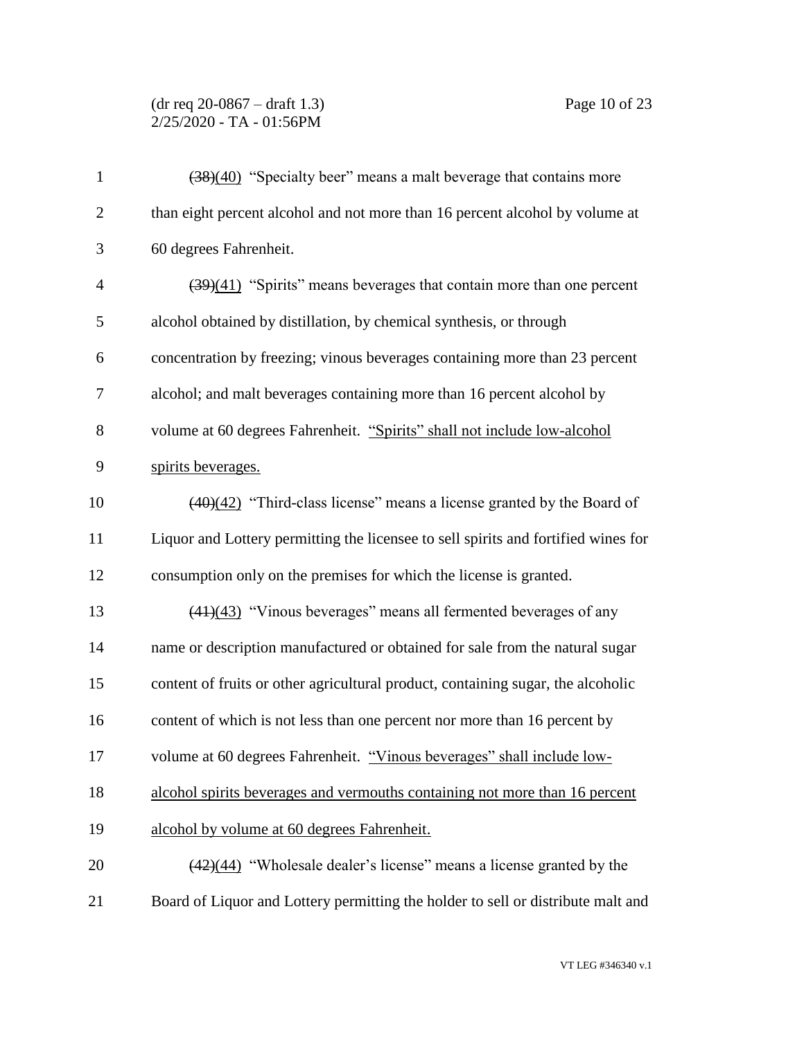~~(38)~~(40) "Specialty beer" means a malt beverage that contains more than eight percent alcohol and not more than 16 percent alcohol by volume at 60 degrees Fahrenheit.

~~(39)~~(41) "Spirits" means beverages that contain more than one percent alcohol obtained by distillation, by chemical synthesis, or through concentration by freezing; vinous beverages containing more than 23 percent alcohol; and malt beverages containing more than 16 percent alcohol by volume at 60 degrees Fahrenheit. "Spirits" shall not include low-alcohol spirits beverages.

~~(40)~~(42) "Third-class license" means a license granted by the Board of Liquor and Lottery permitting the licensee to sell spirits and fortified wines for consumption only on the premises for which the license is granted.

~~(41)~~(43) "Vinous beverages" means all fermented beverages of any name or description manufactured or obtained for sale from the natural sugar content of fruits or other agricultural product, containing sugar, the alcoholic content of which is not less than one percent nor more than 16 percent by volume at 60 degrees Fahrenheit. "Vinous beverages" shall include low-alcohol spirits beverages and vermouths containing not more than 16 percent alcohol by volume at 60 degrees Fahrenheit.

~~(42)~~(44) "Wholesale dealer's license" means a license granted by the Board of Liquor and Lottery permitting the holder to sell or distribute malt and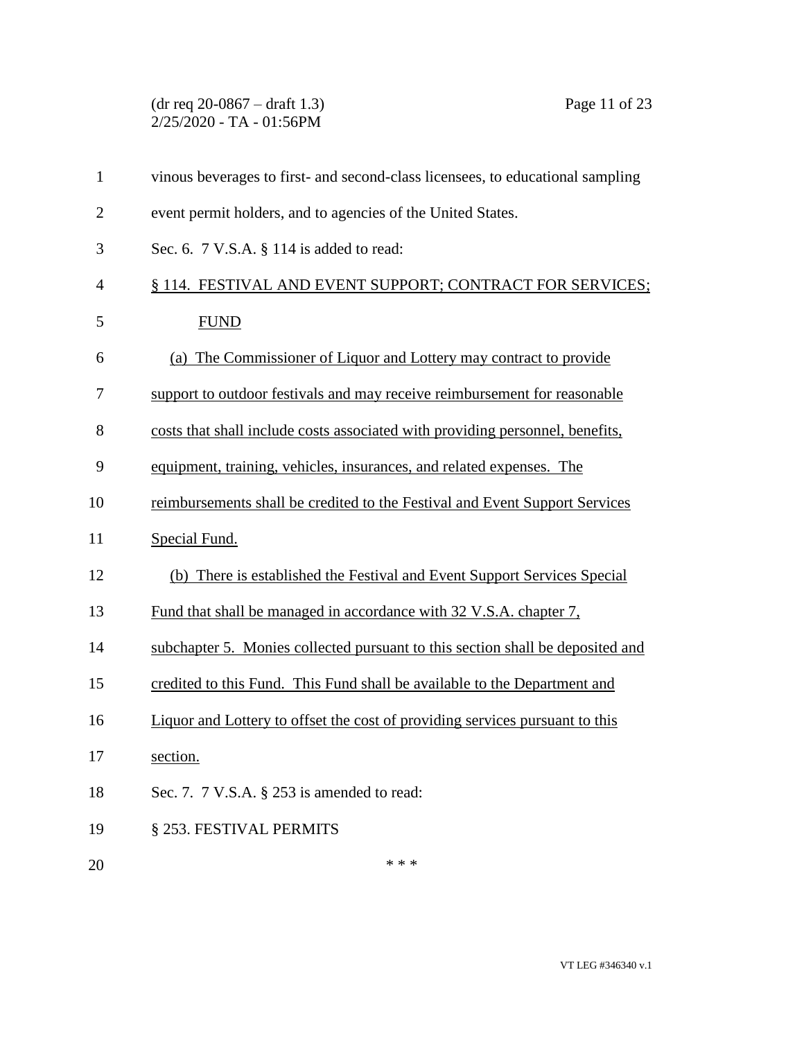vinous beverages to first- and second-class licensees, to educational sampling event permit holders, and to agencies of the United States.

Sec. 6. 7 V.S.A. § 114 is added to read:

§ 114. FESTIVAL AND EVENT SUPPORT; CONTRACT FOR SERVICES; FUND

(a) The Commissioner of Liquor and Lottery may contract to provide support to outdoor festivals and may receive reimbursement for reasonable costs that shall include costs associated with providing personnel, benefits, equipment, training, vehicles, insurances, and related expenses. The reimbursements shall be credited to the Festival and Event Support Services Special Fund.

(b) There is established the Festival and Event Support Services Special Fund that shall be managed in accordance with 32 V.S.A. chapter 7, subchapter 5. Monies collected pursuant to this section shall be deposited and credited to this Fund. This Fund shall be available to the Department and Liquor and Lottery to offset the cost of providing services pursuant to this section.

Sec. 7. 7 V.S.A. § 253 is amended to read:

§ 253. FESTIVAL PERMITS

* * *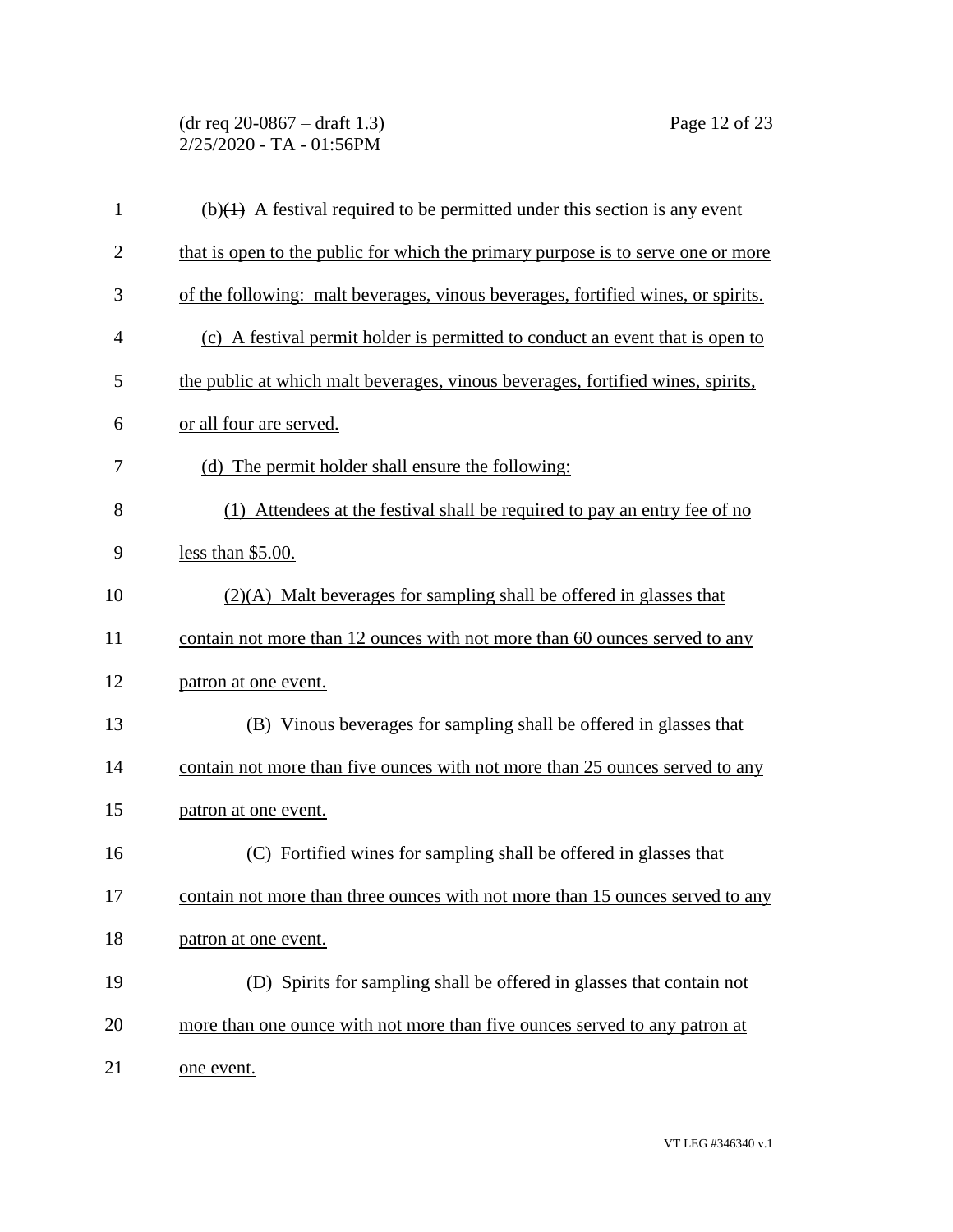(b)~~(1)~~ A festival required to be permitted under this section is any event that is open to the public for which the primary purpose is to serve one or more of the following: malt beverages, vinous beverages, fortified wines, or spirits.

(c) A festival permit holder is permitted to conduct an event that is open to the public at which malt beverages, vinous beverages, fortified wines, spirits, or all four are served.

(d) The permit holder shall ensure the following:

(1) Attendees at the festival shall be required to pay an entry fee of no less than $5.00.

(2)(A) Malt beverages for sampling shall be offered in glasses that contain not more than 12 ounces with not more than 60 ounces served to any patron at one event.

(B) Vinous beverages for sampling shall be offered in glasses that contain not more than five ounces with not more than 25 ounces served to any patron at one event.

(C) Fortified wines for sampling shall be offered in glasses that contain not more than three ounces with not more than 15 ounces served to any patron at one event.

(D) Spirits for sampling shall be offered in glasses that contain not more than one ounce with not more than five ounces served to any patron at one event.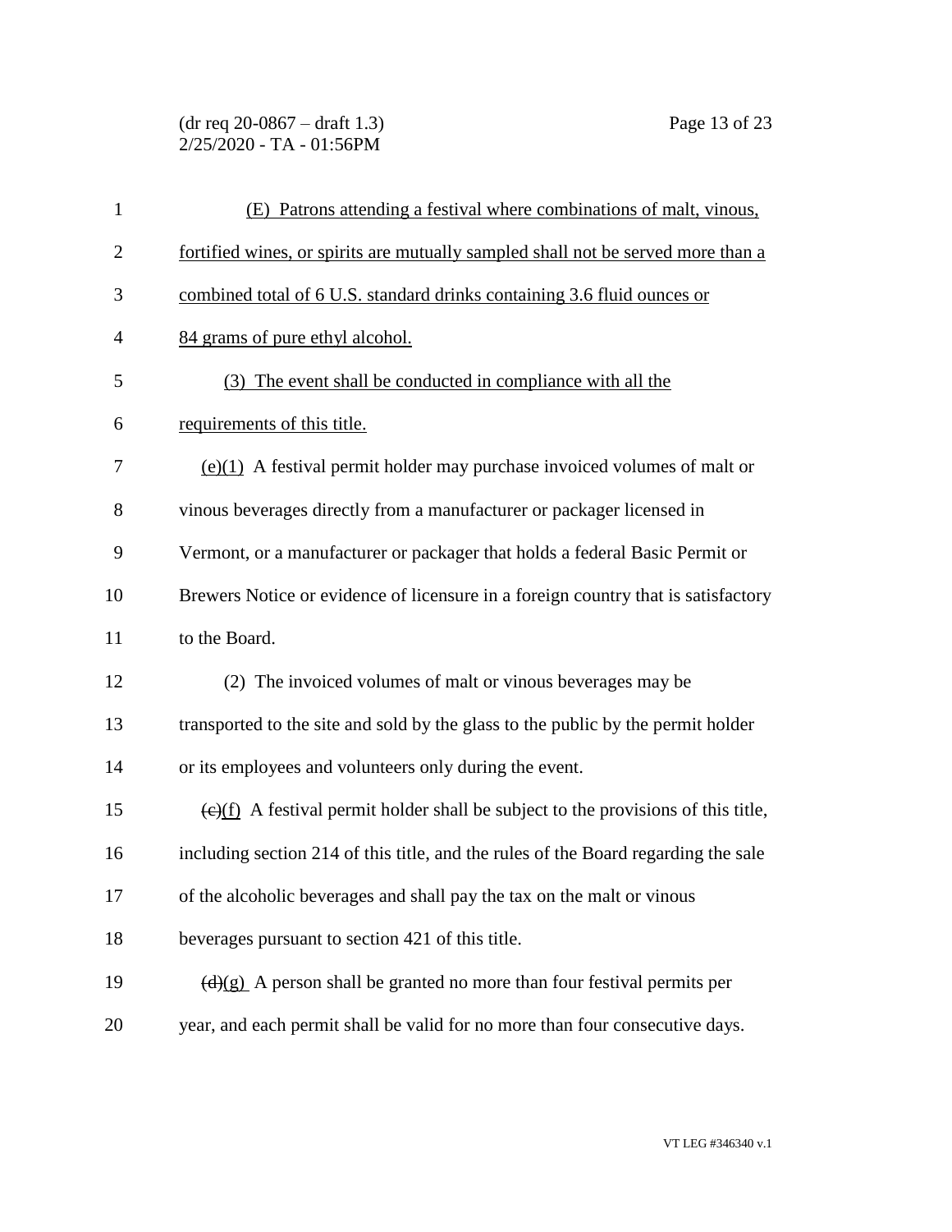(E) Patrons attending a festival where combinations of malt, vinous, fortified wines, or spirits are mutually sampled shall not be served more than a combined total of 6 U.S. standard drinks containing 3.6 fluid ounces or 84 grams of pure ethyl alcohol.

(3) The event shall be conducted in compliance with all the requirements of this title.

(e)(1) A festival permit holder may purchase invoiced volumes of malt or vinous beverages directly from a manufacturer or packager licensed in Vermont, or a manufacturer or packager that holds a federal Basic Permit or Brewers Notice or evidence of licensure in a foreign country that is satisfactory to the Board.

(2) The invoiced volumes of malt or vinous beverages may be transported to the site and sold by the glass to the public by the permit holder or its employees and volunteers only during the event.

~~(c)~~(f) A festival permit holder shall be subject to the provisions of this title, including section 214 of this title, and the rules of the Board regarding the sale of the alcoholic beverages and shall pay the tax on the malt or vinous beverages pursuant to section 421 of this title.

~~(d)~~(g) A person shall be granted no more than four festival permits per year, and each permit shall be valid for no more than four consecutive days.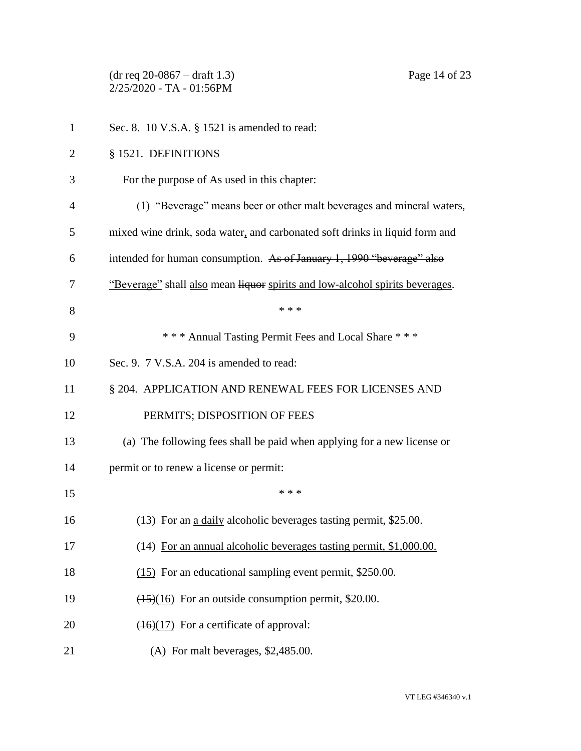Sec. 8. 10 V.S.A. § 1521 is amended to read:

§ 1521. DEFINITIONS

~~For the purpose of~~ As used in this chapter:

(1) "Beverage" means beer or other malt beverages and mineral waters, mixed wine drink, soda water, and carbonated soft drinks in liquid form and intended for human consumption. ~~As of January 1, 1990 "beverage" also~~ "Beverage" shall also mean ~~liquor~~ spirits and low-alcohol spirits beverages.

\* \* \*

\* \* \* Annual Tasting Permit Fees and Local Share \* \* \*

Sec. 9. 7 V.S.A. 204 is amended to read:

§ 204. APPLICATION AND RENEWAL FEES FOR LICENSES AND PERMITS; DISPOSITION OF FEES

(a) The following fees shall be paid when applying for a new license or permit or to renew a license or permit:

\* \* \*

(13) For ~~an~~ a daily alcoholic beverages tasting permit, $25.00.

(14) For an annual alcoholic beverages tasting permit, $1,000.00.

(15) For an educational sampling event permit, $250.00.

~~(15)~~(16) For an outside consumption permit, $20.00.

~~(16)~~(17) For a certificate of approval:

(A) For malt beverages, $2,485.00.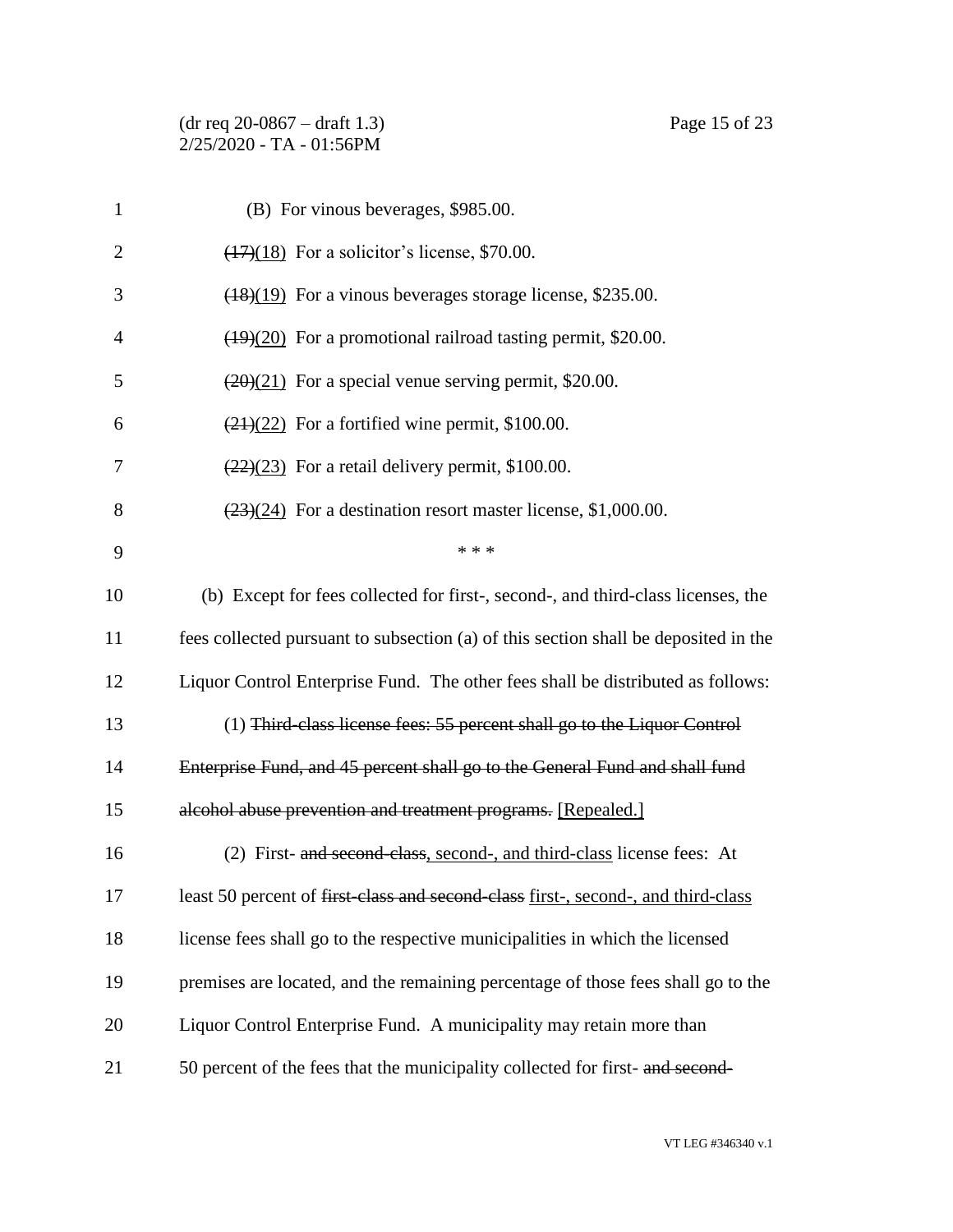(B) For vinous beverages, $985.00.

~~(17)~~(18) For a solicitor's license, $70.00.

~~(18)~~(19) For a vinous beverages storage license, $235.00.

~~(19)~~(20) For a promotional railroad tasting permit, $20.00.

~~(20)~~(21) For a special venue serving permit, $20.00.

~~(21)~~(22) For a fortified wine permit, $100.00.

~~(22)~~(23) For a retail delivery permit, $100.00.

~~(23)~~(24) For a destination resort master license, $1,000.00.

\* \* \*

(b) Except for fees collected for first-, second-, and third-class licenses, the fees collected pursuant to subsection (a) of this section shall be deposited in the Liquor Control Enterprise Fund. The other fees shall be distributed as follows:

(1) ~~Third-class license fees: 55 percent shall go to the Liquor Control Enterprise Fund, and 45 percent shall go to the General Fund and shall fund alcohol abuse prevention and treatment programs.~~ [Repealed.]

(2) First- ~~and second-class~~, second-, and third-class license fees: At least 50 percent of ~~first-class and second-class~~ first-, second-, and third-class license fees shall go to the respective municipalities in which the licensed premises are located, and the remaining percentage of those fees shall go to the Liquor Control Enterprise Fund. A municipality may retain more than 50 percent of the fees that the municipality collected for first- ~~and second-~~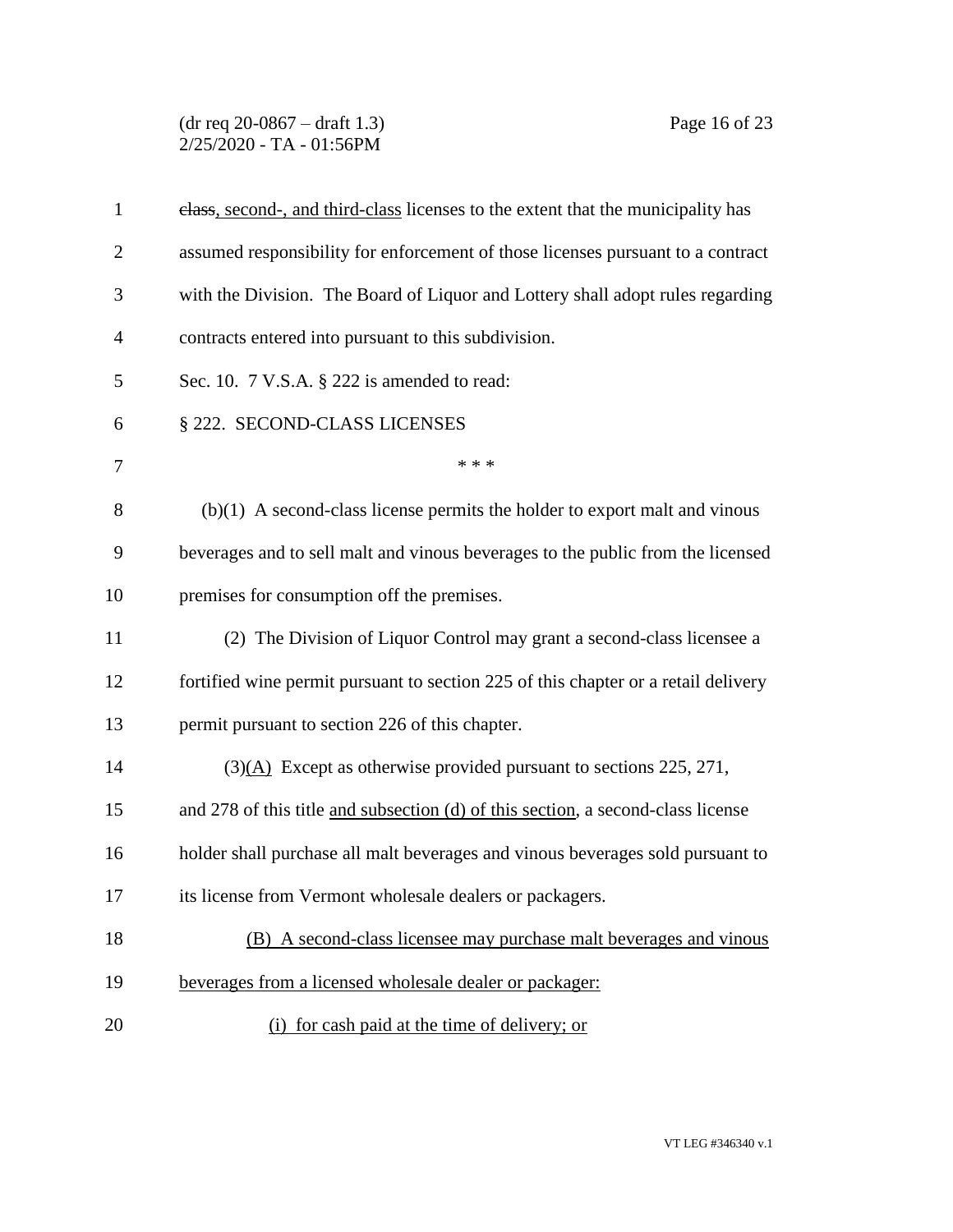~~class~~, second-, and third-class licenses to the extent that the municipality has assumed responsibility for enforcement of those licenses pursuant to a contract with the Division. The Board of Liquor and Lottery shall adopt rules regarding contracts entered into pursuant to this subdivision.

Sec. 10. 7 V.S.A. § 222 is amended to read:

§ 222. SECOND-CLASS LICENSES

\* \* \*

(b)(1) A second-class license permits the holder to export malt and vinous beverages and to sell malt and vinous beverages to the public from the licensed premises for consumption off the premises.

(2) The Division of Liquor Control may grant a second-class licensee a fortified wine permit pursuant to section 225 of this chapter or a retail delivery permit pursuant to section 226 of this chapter.

(3)<u>(A)</u> Except as otherwise provided pursuant to sections 225, 271, and 278 of this title <u>and subsection (d) of this section</u>, a second-class license holder shall purchase all malt beverages and vinous beverages sold pursuant to its license from Vermont wholesale dealers or packagers.

<u>(B) A second-class licensee may purchase malt beverages and vinous beverages from a licensed wholesale dealer or packager:</u>

<u>(i) for cash paid at the time of delivery; or</u>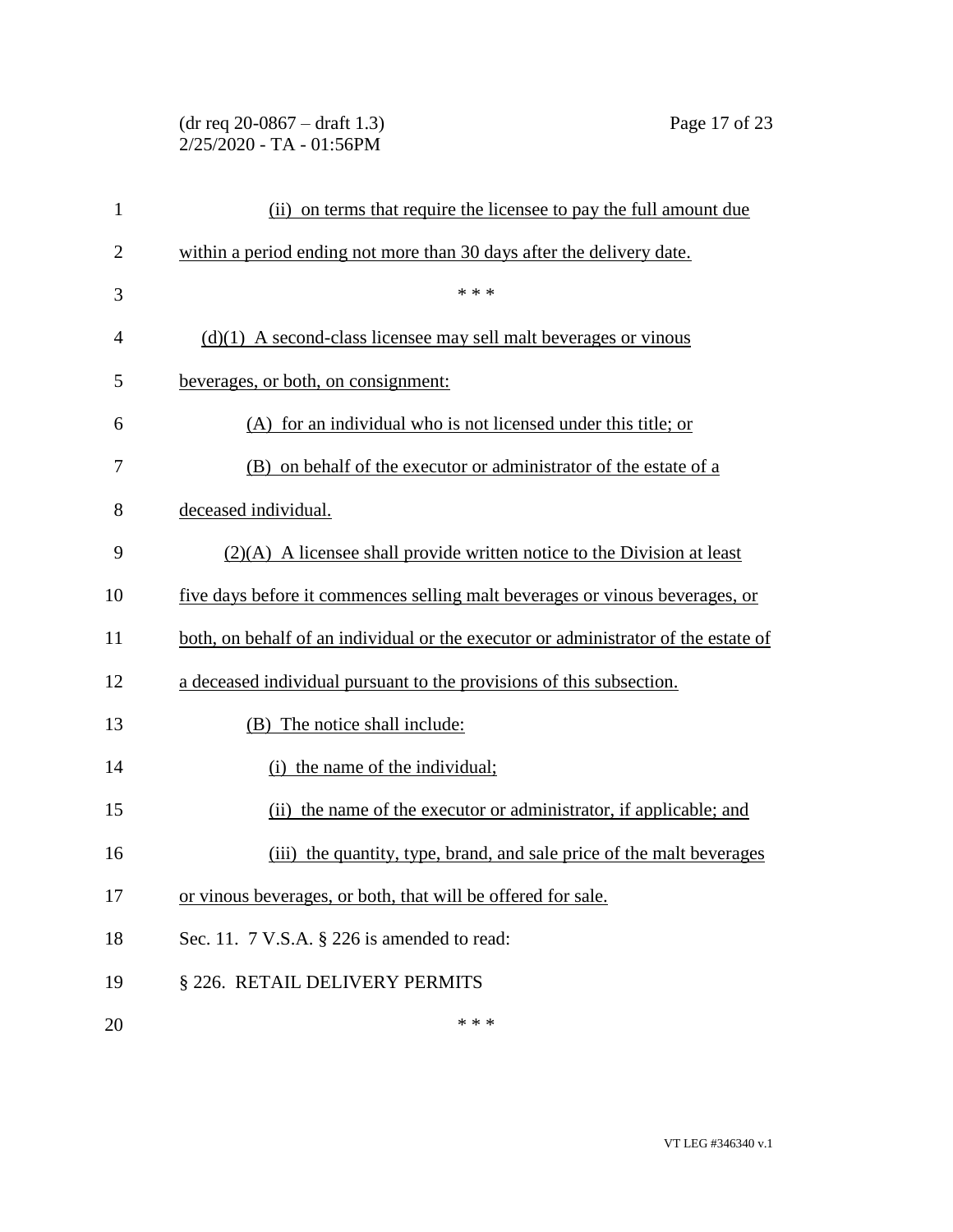(ii) on terms that require the licensee to pay the full amount due within a period ending not more than 30 days after the delivery date.

\* \* \*

(d)(1) A second-class licensee may sell malt beverages or vinous beverages, or both, on consignment:

(A) for an individual who is not licensed under this title; or

(B) on behalf of the executor or administrator of the estate of a deceased individual.

(2)(A) A licensee shall provide written notice to the Division at least five days before it commences selling malt beverages or vinous beverages, or both, on behalf of an individual or the executor or administrator of the estate of a deceased individual pursuant to the provisions of this subsection.

(B) The notice shall include:

(i) the name of the individual;

(ii) the name of the executor or administrator, if applicable; and

(iii) the quantity, type, brand, and sale price of the malt beverages or vinous beverages, or both, that will be offered for sale.

Sec. 11. 7 V.S.A. § 226 is amended to read:

§ 226. RETAIL DELIVERY PERMITS

\* \* \*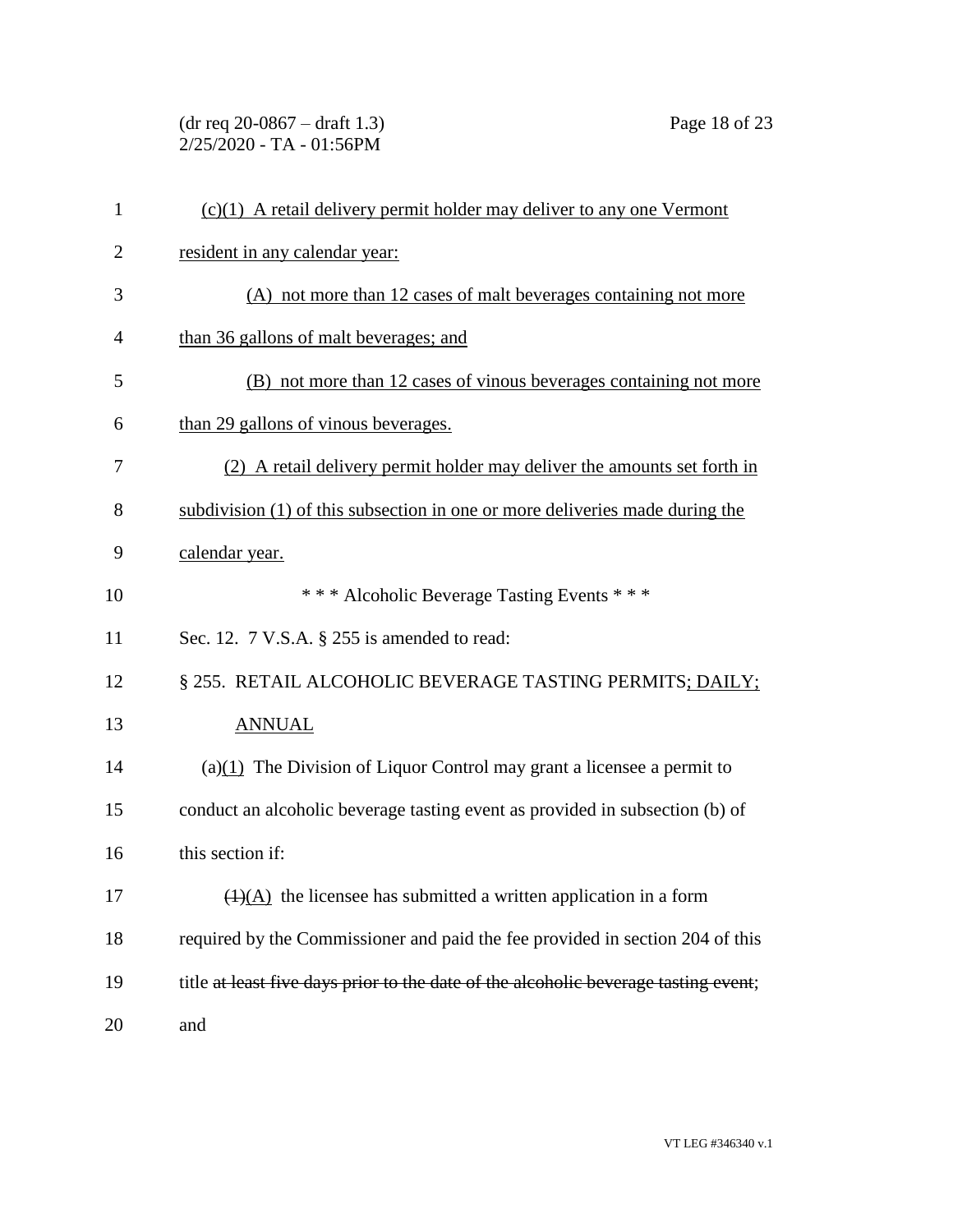(c)(1) A retail delivery permit holder may deliver to any one Vermont resident in any calendar year:

(A) not more than 12 cases of malt beverages containing not more than 36 gallons of malt beverages; and

(B) not more than 12 cases of vinous beverages containing not more than 29 gallons of vinous beverages.

(2) A retail delivery permit holder may deliver the amounts set forth in subdivision (1) of this subsection in one or more deliveries made during the calendar year.

\* \* \* Alcoholic Beverage Tasting Events \* \* \*

Sec. 12. 7 V.S.A. § 255 is amended to read:

§ 255. RETAIL ALCOHOLIC BEVERAGE TASTING PERMITS; DAILY; ANNUAL

(a)(1) The Division of Liquor Control may grant a licensee a permit to conduct an alcoholic beverage tasting event as provided in subsection (b) of this section if:

~~(1)~~(A) the licensee has submitted a written application in a form required by the Commissioner and paid the fee provided in section 204 of this title ~~at least five days prior to the date of the alcoholic beverage tasting event~~; and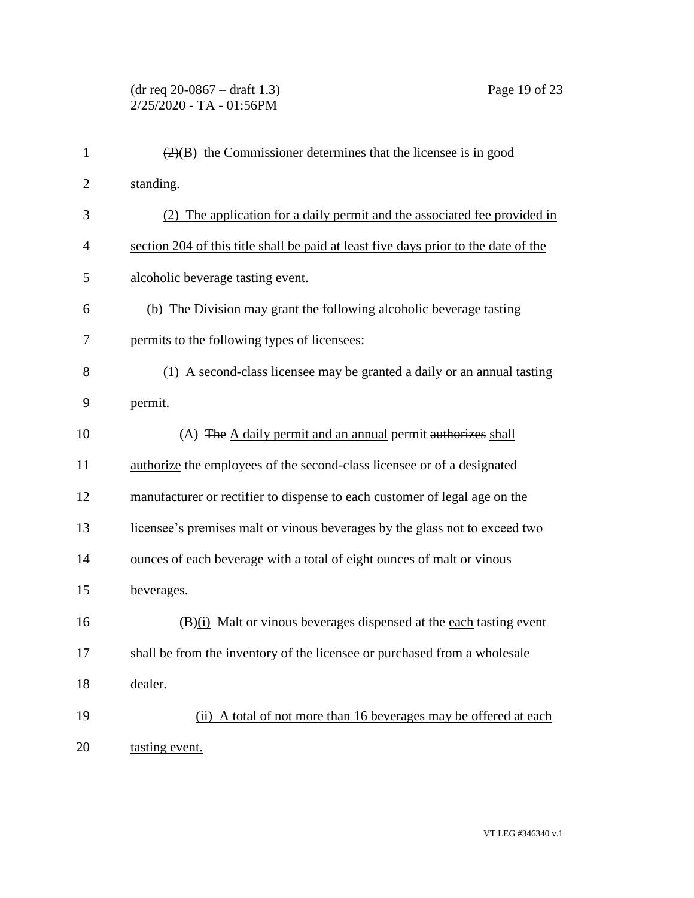~~(2)~~(B) the Commissioner determines that the licensee is in good standing.

(2) The application for a daily permit and the associated fee provided in section 204 of this title shall be paid at least five days prior to the date of the alcoholic beverage tasting event.

(b) The Division may grant the following alcoholic beverage tasting permits to the following types of licensees:

(1) A second-class licensee may be granted a daily or an annual tasting permit.

(A) ~~The~~ A daily permit and an annual permit ~~authorizes~~ shall authorize the employees of the second-class licensee or of a designated manufacturer or rectifier to dispense to each customer of legal age on the licensee's premises malt or vinous beverages by the glass not to exceed two ounces of each beverage with a total of eight ounces of malt or vinous beverages.

(B)(i) Malt or vinous beverages dispensed at ~~the~~ each tasting event shall be from the inventory of the licensee or purchased from a wholesale dealer.

(ii) A total of not more than 16 beverages may be offered at each tasting event.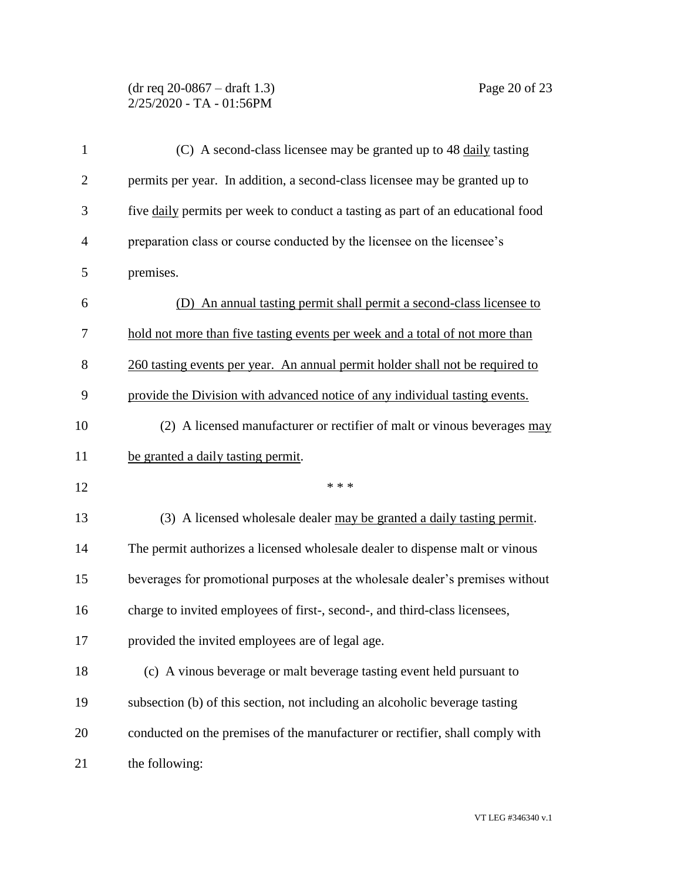(C) A second-class licensee may be granted up to 48 <u>daily</u> tasting permits per year. In addition, a second-class licensee may be granted up to five <u>daily</u> permits per week to conduct a tasting as part of an educational food preparation class or course conducted by the licensee on the licensee's premises.

<u>(D) An annual tasting permit shall permit a second-class licensee to hold not more than five tasting events per week and a total of not more than 260 tasting events per year. An annual permit holder shall not be required to provide the Division with advanced notice of any individual tasting events.</u>

(2) A licensed manufacturer or rectifier of malt or vinous beverages <u>may be granted a daily tasting permit</u>.

\* \* \*

(3) A licensed wholesale dealer <u>may be granted a daily tasting permit</u>. The permit authorizes a licensed wholesale dealer to dispense malt or vinous beverages for promotional purposes at the wholesale dealer's premises without charge to invited employees of first-, second-, and third-class licensees, provided the invited employees are of legal age.

(c) A vinous beverage or malt beverage tasting event held pursuant to subsection (b) of this section, not including an alcoholic beverage tasting conducted on the premises of the manufacturer or rectifier, shall comply with the following: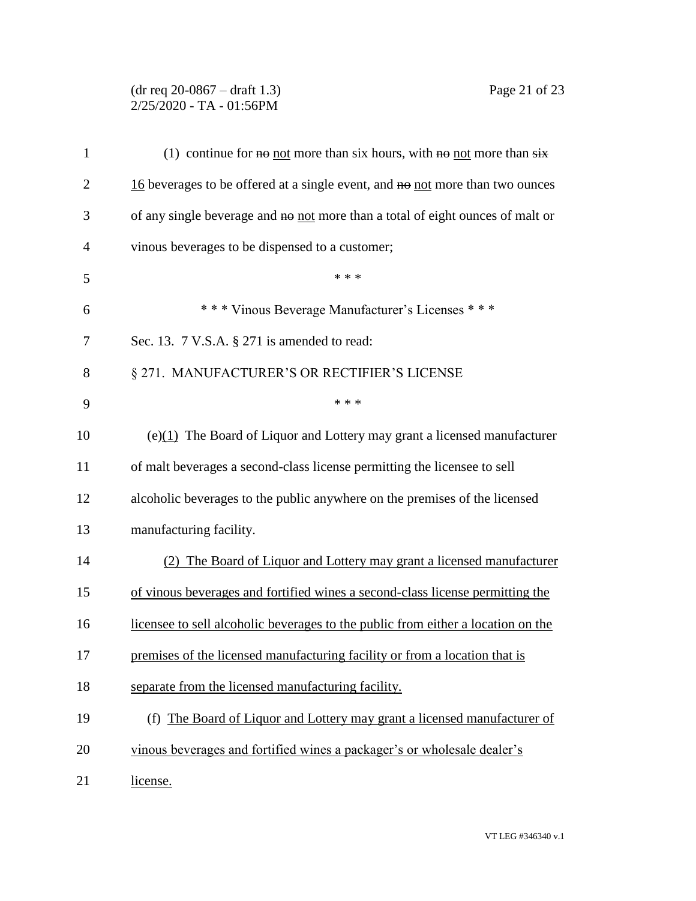(1) continue for ~~no~~ <u>not</u> more than six hours, with ~~no~~ <u>not</u> more than ~~six~~ <u>16</u> beverages to be offered at a single event, and ~~no~~ <u>not</u> more than two ounces of any single beverage and ~~no~~ <u>not</u> more than a total of eight ounces of malt or vinous beverages to be dispensed to a customer;

\* \* \*

\* \* \* Vinous Beverage Manufacturer's Licenses \* \* \*

Sec. 13. 7 V.S.A. § 271 is amended to read:

§ 271. MANUFACTURER'S OR RECTIFIER'S LICENSE

\* \* \*

(e)<u>(1)</u> The Board of Liquor and Lottery may grant a licensed manufacturer of malt beverages a second-class license permitting the licensee to sell alcoholic beverages to the public anywhere on the premises of the licensed manufacturing facility.

<u>(2) The Board of Liquor and Lottery may grant a licensed manufacturer of vinous beverages and fortified wines a second-class license permitting the licensee to sell alcoholic beverages to the public from either a location on the premises of the licensed manufacturing facility or from a location that is separate from the licensed manufacturing facility.</u>

(f) <u>The Board of Liquor and Lottery may grant a licensed manufacturer of vinous beverages and fortified wines a packager's or wholesale dealer's license.</u>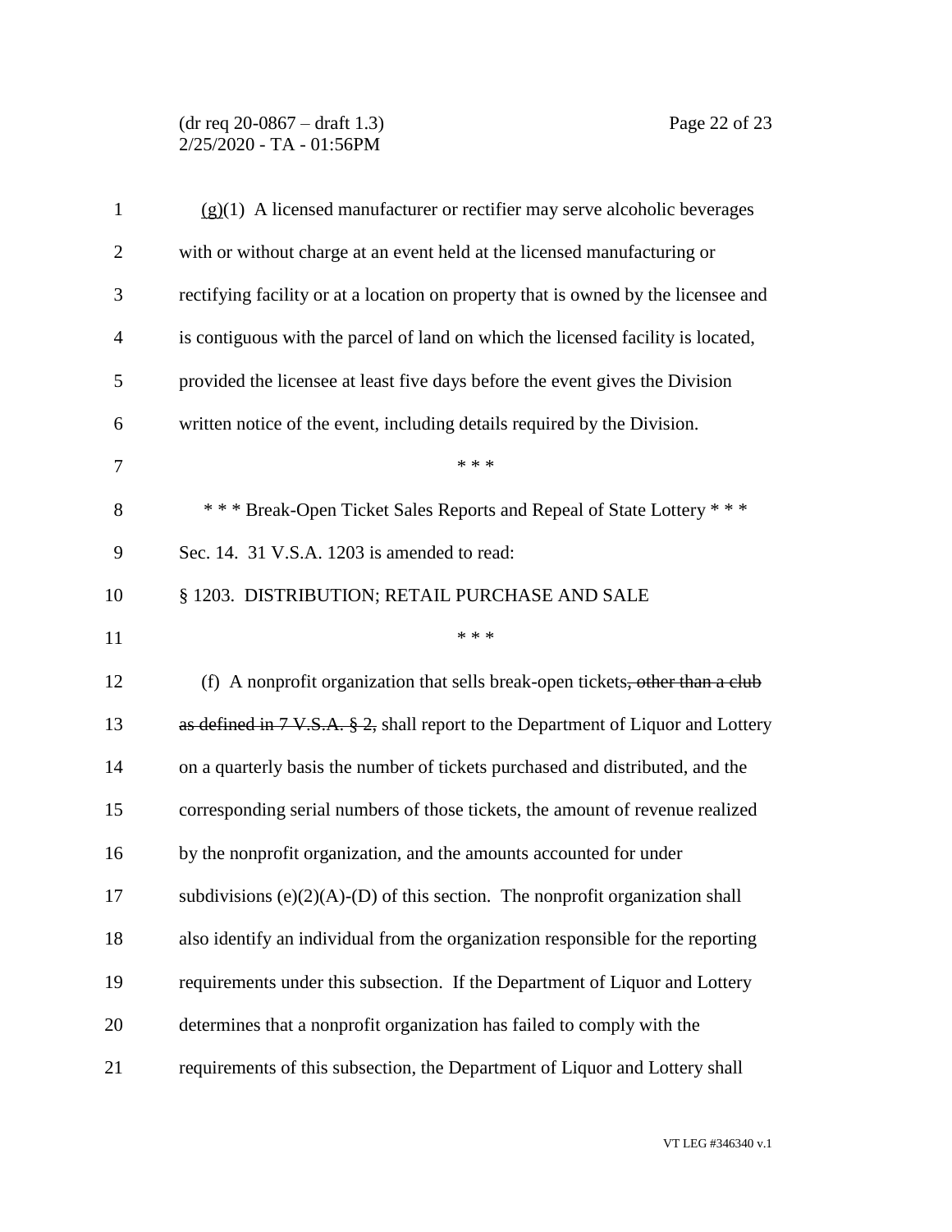(g)(1) A licensed manufacturer or rectifier may serve alcoholic beverages with or without charge at an event held at the licensed manufacturing or rectifying facility or at a location on property that is owned by the licensee and is contiguous with the parcel of land on which the licensed facility is located, provided the licensee at least five days before the event gives the Division written notice of the event, including details required by the Division.

\* \* \*

\* \* \* Break-Open Ticket Sales Reports and Repeal of State Lottery \* \* \*

Sec. 14. 31 V.S.A. 1203 is amended to read:

§ 1203. DISTRIBUTION; RETAIL PURCHASE AND SALE

\* \* \*

(f) A nonprofit organization that sells break-open tickets~~, other than a club as defined in 7 V.S.A. § 2,~~ shall report to the Department of Liquor and Lottery on a quarterly basis the number of tickets purchased and distributed, and the corresponding serial numbers of those tickets, the amount of revenue realized by the nonprofit organization, and the amounts accounted for under subdivisions (e)(2)(A)-(D) of this section. The nonprofit organization shall also identify an individual from the organization responsible for the reporting requirements under this subsection. If the Department of Liquor and Lottery determines that a nonprofit organization has failed to comply with the requirements of this subsection, the Department of Liquor and Lottery shall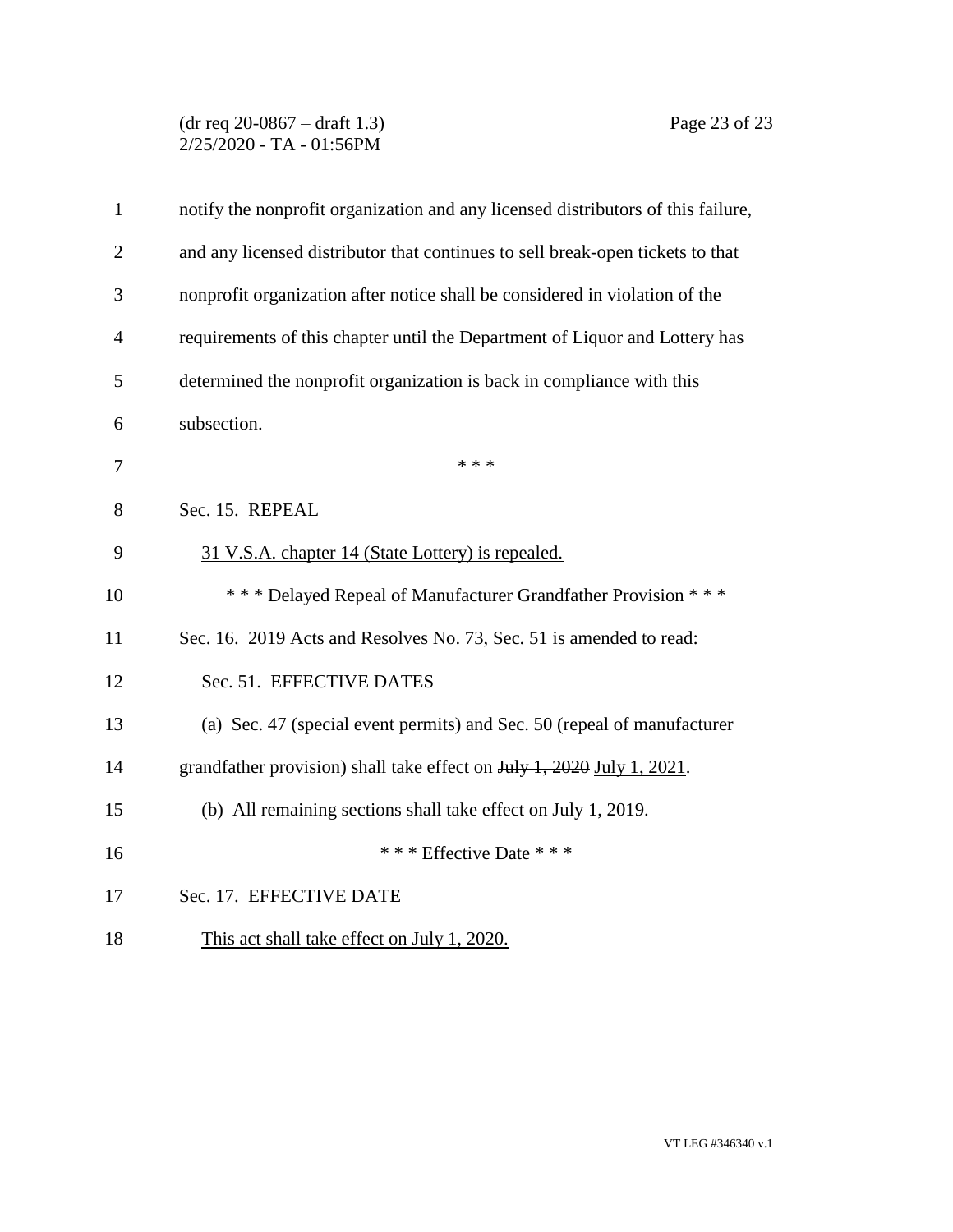notify the nonprofit organization and any licensed distributors of this failure, and any licensed distributor that continues to sell break-open tickets to that nonprofit organization after notice shall be considered in violation of the requirements of this chapter until the Department of Liquor and Lottery has determined the nonprofit organization is back in compliance with this subsection.

\* \* \*

Sec. 15. REPEAL

<u>31 V.S.A. chapter 14 (State Lottery) is repealed.</u>

\* \* \* Delayed Repeal of Manufacturer Grandfather Provision \* \* \*

Sec. 16. 2019 Acts and Resolves No. 73, Sec. 51 is amended to read:

Sec. 51. EFFECTIVE DATES

(a) Sec. 47 (special event permits) and Sec. 50 (repeal of manufacturer grandfather provision) shall take effect on ~~July 1, 2020~~ <u>July 1, 2021</u>.

(b) All remaining sections shall take effect on July 1, 2019.

\* \* \* Effective Date \* \* \*

Sec. 17. EFFECTIVE DATE

<u>This act shall take effect on July 1, 2020.</u>